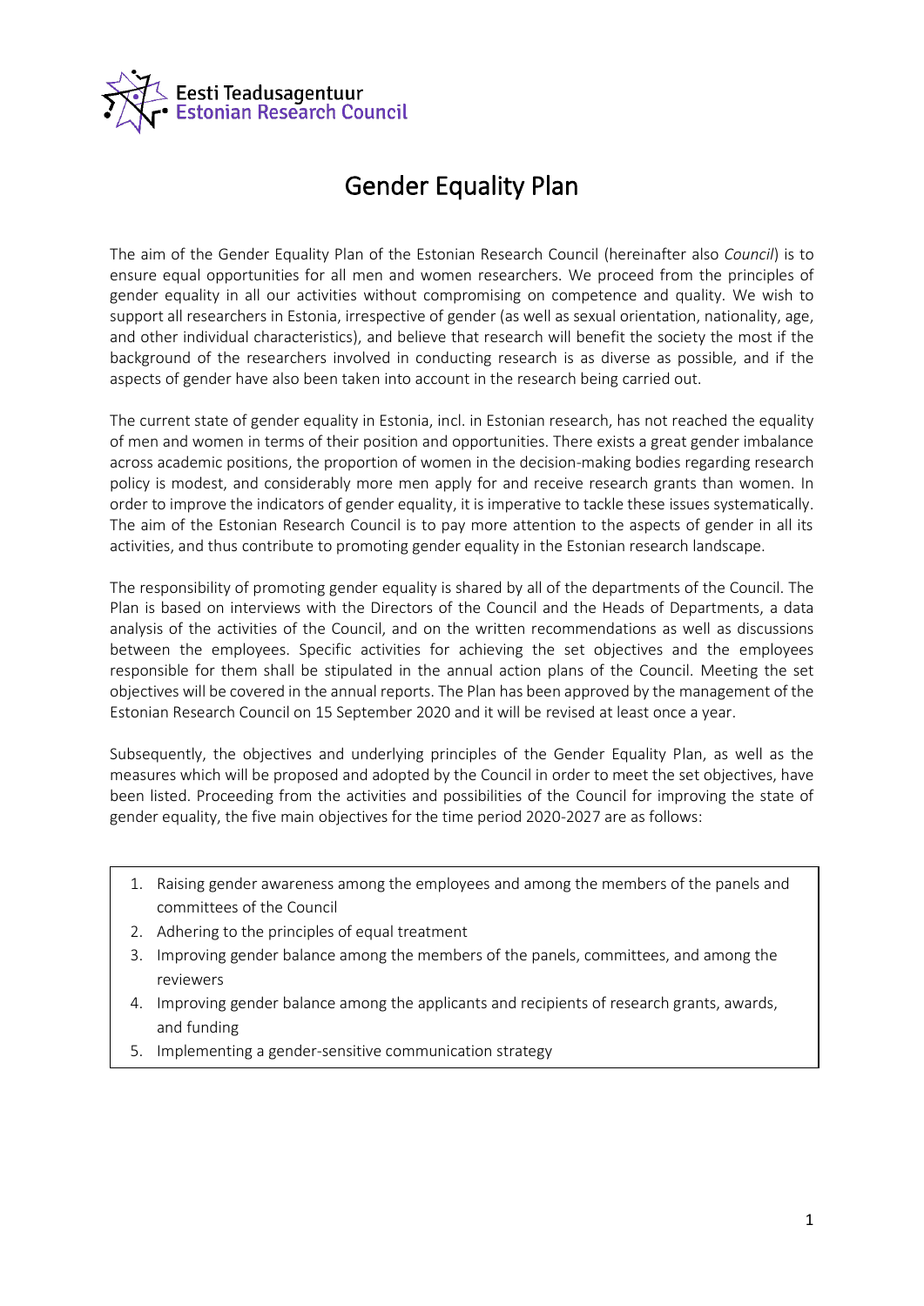Eesti Teadusagentuur
Estonian Research Council

# Gender Equality Plan

The aim of the Gender Equality Plan of the Estonian Research Council (hereinafter also *Council*) is to ensure equal opportunities for all men and women researchers. We proceed from the principles of gender equality in all our activities without compromising on competence and quality. We wish to support all researchers in Estonia, irrespective of gender (as well as sexual orientation, nationality, age, and other individual characteristics), and believe that research will benefit the society the most if the background of the researchers involved in conducting research is as diverse as possible, and if the aspects of gender have also been taken into account in the research being carried out.

The current state of gender equality in Estonia, incl. in Estonian research, has not reached the equality of men and women in terms of their position and opportunities. There exists a great gender imbalance across academic positions, the proportion of women in the decision-making bodies regarding research policy is modest, and considerably more men apply for and receive research grants than women. In order to improve the indicators of gender equality, it is imperative to tackle these issues systematically. The aim of the Estonian Research Council is to pay more attention to the aspects of gender in all its activities, and thus contribute to promoting gender equality in the Estonian research landscape.

The responsibility of promoting gender equality is shared by all of the departments of the Council. The Plan is based on interviews with the Directors of the Council and the Heads of Departments, a data analysis of the activities of the Council, and on the written recommendations as well as discussions between the employees. Specific activities for achieving the set objectives and the employees responsible for them shall be stipulated in the annual action plans of the Council. Meeting the set objectives will be covered in the annual reports. The Plan has been approved by the management of the Estonian Research Council on 15 September 2020 and it will be revised at least once a year.

Subsequently, the objectives and underlying principles of the Gender Equality Plan, as well as the measures which will be proposed and adopted by the Council in order to meet the set objectives, have been listed. Proceeding from the activities and possibilities of the Council for improving the state of gender equality, the five main objectives for the time period 2020-2027 are as follows:

1. Raising gender awareness among the employees and among the members of the panels and committees of the Council
2. Adhering to the principles of equal treatment
3. Improving gender balance among the members of the panels, committees, and among the reviewers
4. Improving gender balance among the applicants and recipients of research grants, awards, and funding
5. Implementing a gender-sensitive communication strategy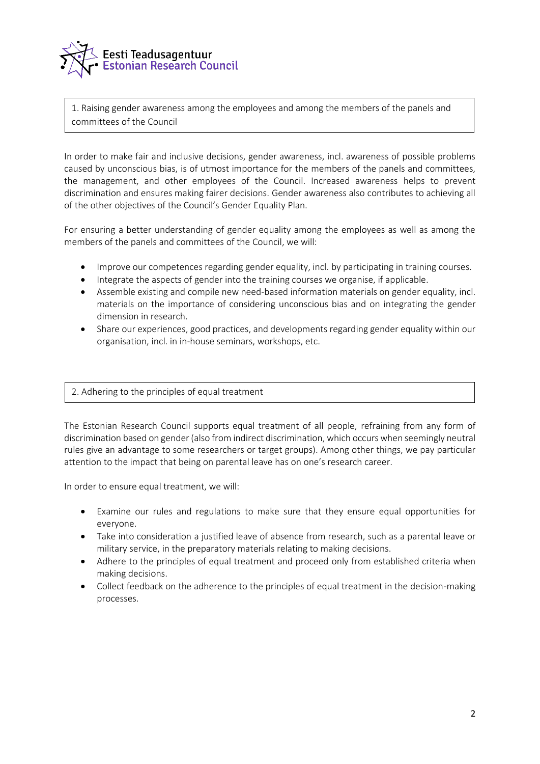## 1. Raising gender awareness among the employees and among the members of the panels and committees of the Council

In order to make fair and inclusive decisions, gender awareness, incl. awareness of possible problems caused by unconscious bias, is of utmost importance for the members of the panels and committees, the management, and other employees of the Council. Increased awareness helps to prevent discrimination and ensures making fairer decisions. Gender awareness also contributes to achieving all of the other objectives of the Council's Gender Equality Plan.

For ensuring a better understanding of gender equality among the employees as well as among the members of the panels and committees of the Council, we will:

- Improve our competences regarding gender equality, incl. by participating in training courses.
- Integrate the aspects of gender into the training courses we organise, if applicable.
- Assemble existing and compile new need-based information materials on gender equality, incl. materials on the importance of considering unconscious bias and on integrating the gender dimension in research.
- Share our experiences, good practices, and developments regarding gender equality within our organisation, incl. in in-house seminars, workshops, etc.

## 2. Adhering to the principles of equal treatment

The Estonian Research Council supports equal treatment of all people, refraining from any form of discrimination based on gender (also from indirect discrimination, which occurs when seemingly neutral rules give an advantage to some researchers or target groups). Among other things, we pay particular attention to the impact that being on parental leave has on one's research career.

In order to ensure equal treatment, we will:

- Examine our rules and regulations to make sure that they ensure equal opportunities for everyone.
- Take into consideration a justified leave of absence from research, such as a parental leave or military service, in the preparatory materials relating to making decisions.
- Adhere to the principles of equal treatment and proceed only from established criteria when making decisions.
- Collect feedback on the adherence to the principles of equal treatment in the decision-making processes.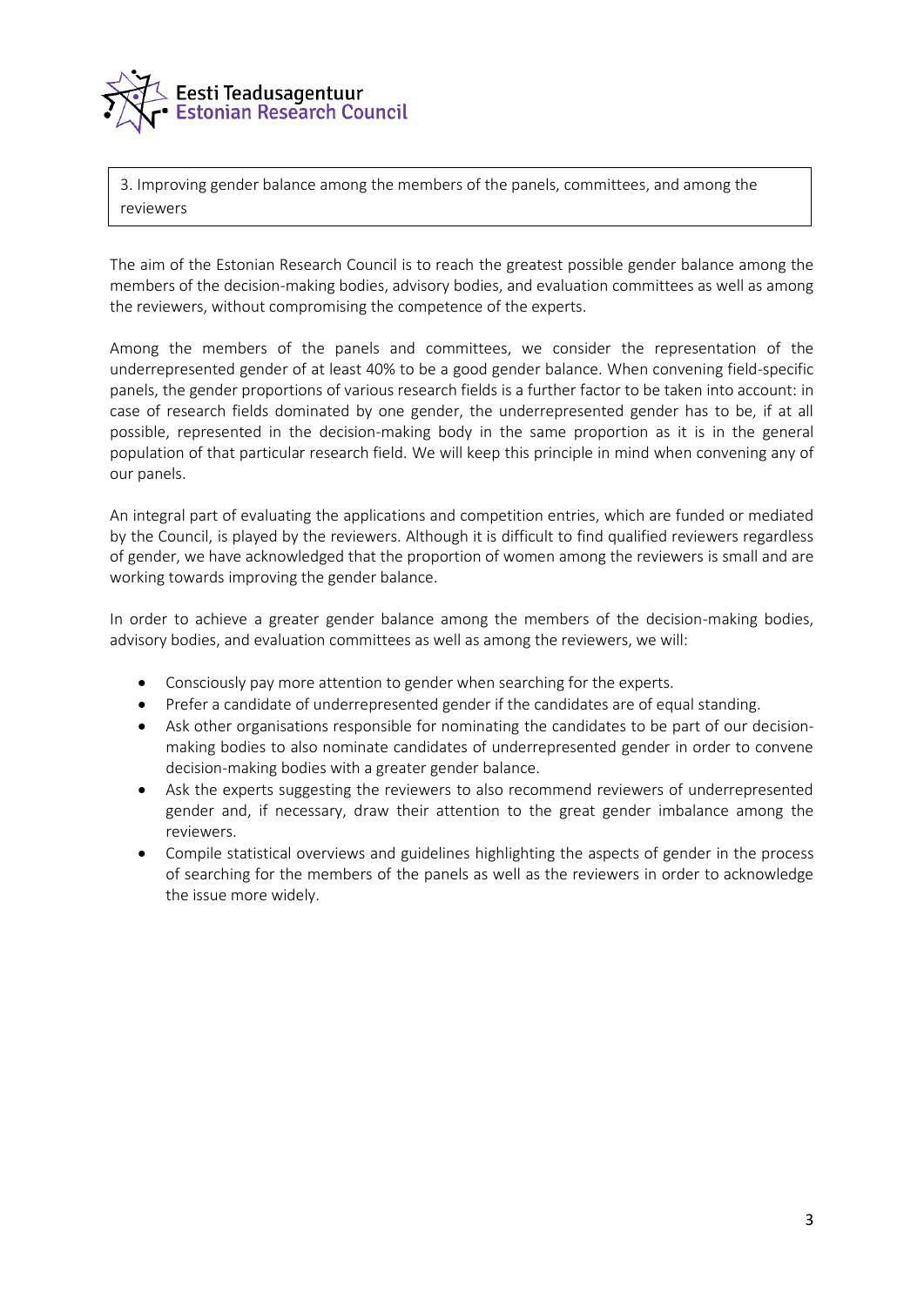## 3. Improving gender balance among the members of the panels, committees, and among the reviewers

The aim of the Estonian Research Council is to reach the greatest possible gender balance among the members of the decision-making bodies, advisory bodies, and evaluation committees as well as among the reviewers, without compromising the competence of the experts.

Among the members of the panels and committees, we consider the representation of the underrepresented gender of at least 40% to be a good gender balance. When convening field-specific panels, the gender proportions of various research fields is a further factor to be taken into account: in case of research fields dominated by one gender, the underrepresented gender has to be, if at all possible, represented in the decision-making body in the same proportion as it is in the general population of that particular research field. We will keep this principle in mind when convening any of our panels.

An integral part of evaluating the applications and competition entries, which are funded or mediated by the Council, is played by the reviewers. Although it is difficult to find qualified reviewers regardless of gender, we have acknowledged that the proportion of women among the reviewers is small and are working towards improving the gender balance.

In order to achieve a greater gender balance among the members of the decision-making bodies, advisory bodies, and evaluation committees as well as among the reviewers, we will:

- Consciously pay more attention to gender when searching for the experts.
- Prefer a candidate of underrepresented gender if the candidates are of equal standing.
- Ask other organisations responsible for nominating the candidates to be part of our decision-making bodies to also nominate candidates of underrepresented gender in order to convene decision-making bodies with a greater gender balance.
- Ask the experts suggesting the reviewers to also recommend reviewers of underrepresented gender and, if necessary, draw their attention to the great gender imbalance among the reviewers.
- Compile statistical overviews and guidelines highlighting the aspects of gender in the process of searching for the members of the panels as well as the reviewers in order to acknowledge the issue more widely.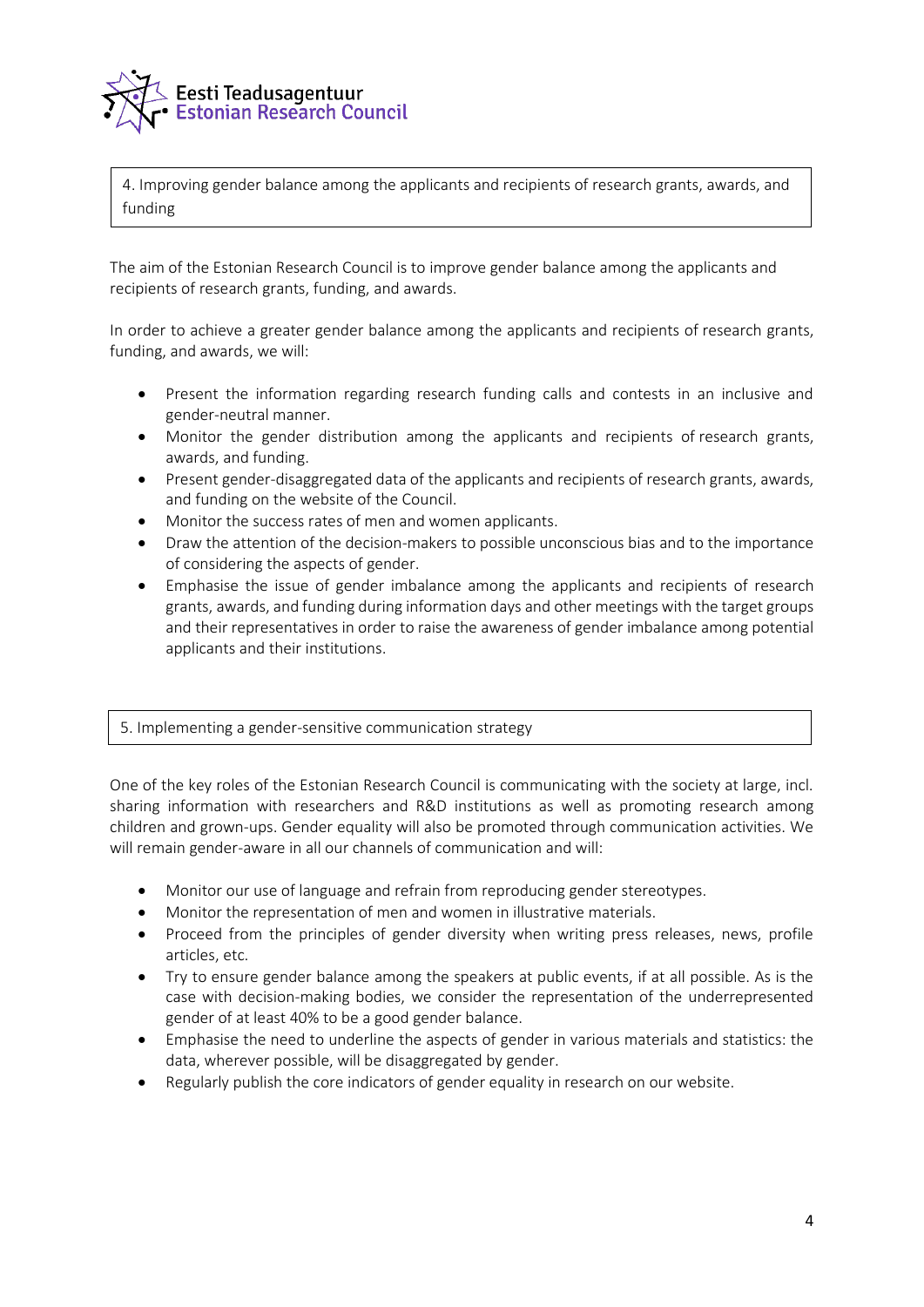## 4. Improving gender balance among the applicants and recipients of research grants, awards, and funding

The aim of the Estonian Research Council is to improve gender balance among the applicants and recipients of research grants, funding, and awards.

In order to achieve a greater gender balance among the applicants and recipients of research grants, funding, and awards, we will:

- Present the information regarding research funding calls and contests in an inclusive and gender-neutral manner.
- Monitor the gender distribution among the applicants and recipients of research grants, awards, and funding.
- Present gender-disaggregated data of the applicants and recipients of research grants, awards, and funding on the website of the Council.
- Monitor the success rates of men and women applicants.
- Draw the attention of the decision-makers to possible unconscious bias and to the importance of considering the aspects of gender.
- Emphasise the issue of gender imbalance among the applicants and recipients of research grants, awards, and funding during information days and other meetings with the target groups and their representatives in order to raise the awareness of gender imbalance among potential applicants and their institutions.

## 5. Implementing a gender-sensitive communication strategy

One of the key roles of the Estonian Research Council is communicating with the society at large, incl. sharing information with researchers and R&D institutions as well as promoting research among children and grown-ups. Gender equality will also be promoted through communication activities. We will remain gender-aware in all our channels of communication and will:

- Monitor our use of language and refrain from reproducing gender stereotypes.
- Monitor the representation of men and women in illustrative materials.
- Proceed from the principles of gender diversity when writing press releases, news, profile articles, etc.
- Try to ensure gender balance among the speakers at public events, if at all possible. As is the case with decision-making bodies, we consider the representation of the underrepresented gender of at least 40% to be a good gender balance.
- Emphasise the need to underline the aspects of gender in various materials and statistics: the data, wherever possible, will be disaggregated by gender.
- Regularly publish the core indicators of gender equality in research on our website.